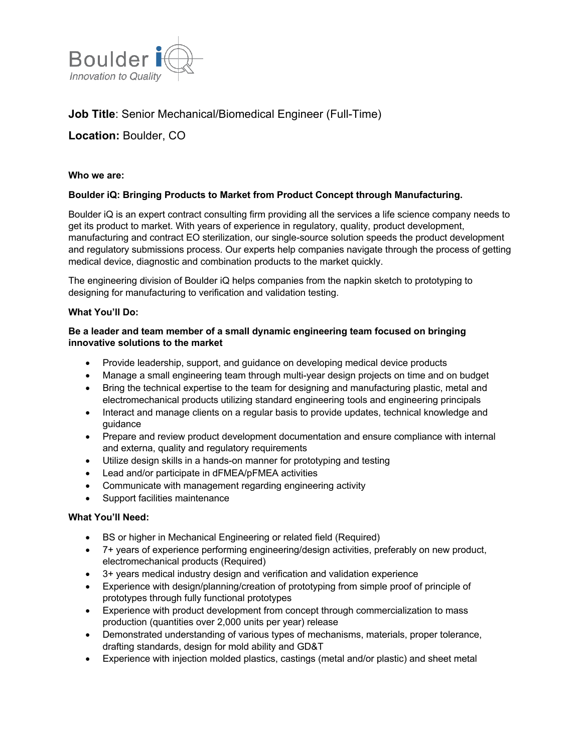Boulder iQ

*Innovation to Quality*

**Job Title**: Senior Mechanical/Biomedical Engineer (Full-Time)

**Location:** Boulder, CO

**Who we are:**

**Boulder iQ: Bringing Products to Market from Product Concept through Manufacturing.**

Boulder iQ is an expert contract consulting firm providing all the services a life science company needs to get its product to market. With years of experience in regulatory, quality, product development, manufacturing and contract EO sterilization, our single-source solution speeds the product development and regulatory submissions process. Our experts help companies navigate through the process of getting medical device, diagnostic and combination products to the market quickly.

The engineering division of Boulder iQ helps companies from the napkin sketch to prototyping to designing for manufacturing to verification and validation testing.

**What You'll Do:**

**Be a leader and team member of a small dynamic engineering team focused on bringing innovative solutions to the market**

- Provide leadership, support, and guidance on developing medical device products
- Manage a small engineering team through multi-year design projects on time and on budget
- Bring the technical expertise to the team for designing and manufacturing plastic, metal and electromechanical products utilizing standard engineering tools and engineering principals
- Interact and manage clients on a regular basis to provide updates, technical knowledge and guidance
- Prepare and review product development documentation and ensure compliance with internal and externa, quality and regulatory requirements
- Utilize design skills in a hands-on manner for prototyping and testing
- Lead and/or participate in dFMEA/pFMEA activities
- Communicate with management regarding engineering activity
- Support facilities maintenance

**What You'll Need:**

- BS or higher in Mechanical Engineering or related field (Required)
- 7+ years of experience performing engineering/design activities, preferably on new product, electromechanical products (Required)
- 3+ years medical industry design and verification and validation experience
- Experience with design/planning/creation of prototyping from simple proof of principle of prototypes through fully functional prototypes
- Experience with product development from concept through commercialization to mass production (quantities over 2,000 units per year) release
- Demonstrated understanding of various types of mechanisms, materials, proper tolerance, drafting standards, design for mold ability and GD&T
- Experience with injection molded plastics, castings (metal and/or plastic) and sheet metal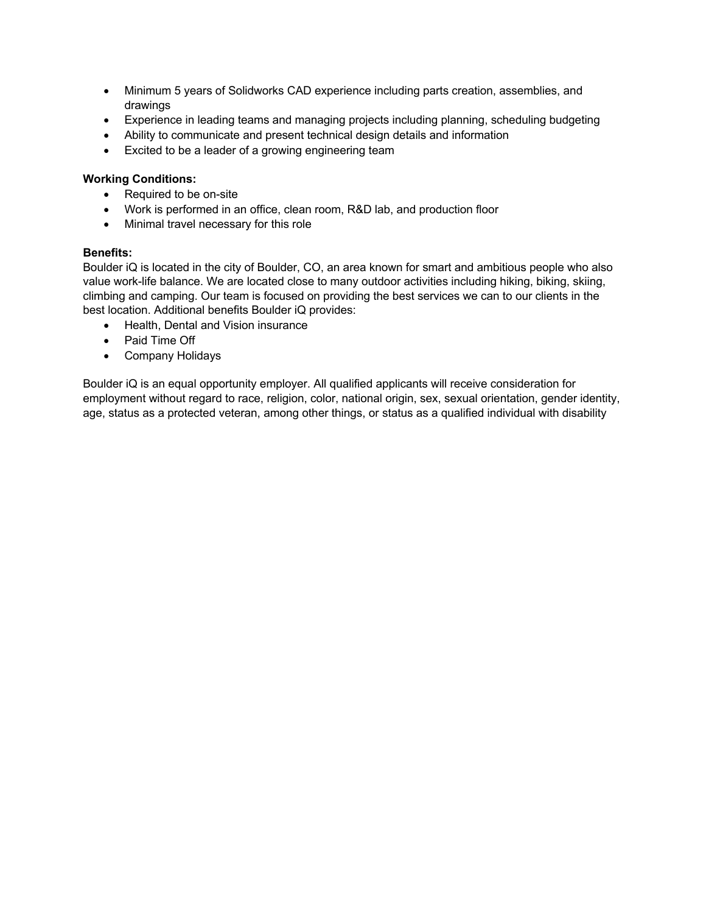- Minimum 5 years of Solidworks CAD experience including parts creation, assemblies, and drawings
- Experience in leading teams and managing projects including planning, scheduling budgeting
- Ability to communicate and present technical design details and information
- Excited to be a leader of a growing engineering team

**Working Conditions:**

- Required to be on-site
- Work is performed in an office, clean room, R&D lab, and production floor
- Minimal travel necessary for this role

**Benefits:**

Boulder iQ is located in the city of Boulder, CO, an area known for smart and ambitious people who also value work-life balance. We are located close to many outdoor activities including hiking, biking, skiing, climbing and camping. Our team is focused on providing the best services we can to our clients in the best location. Additional benefits Boulder iQ provides:

- Health, Dental and Vision insurance
- Paid Time Off
- Company Holidays

Boulder iQ is an equal opportunity employer. All qualified applicants will receive consideration for employment without regard to race, religion, color, national origin, sex, sexual orientation, gender identity, age, status as a protected veteran, among other things, or status as a qualified individual with disability